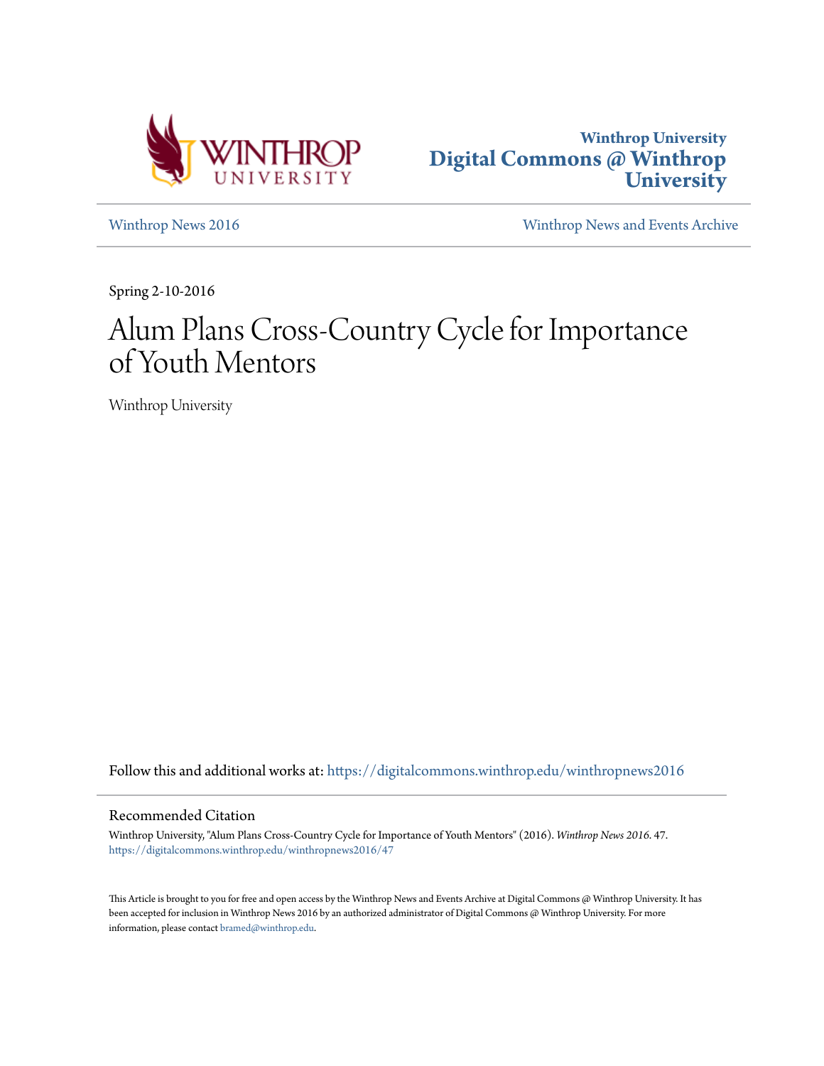Winthrop University
**Digital Commons @ Winthrop University**

[Winthrop News 2016](https://digitalcommons.winthrop.edu/winthropnews2016) | [Winthrop News and Events Archive]

Spring 2-10-2016

# Alum Plans Cross-Country Cycle for Importance of Youth Mentors

Winthrop University

Follow this and additional works at: https://digitalcommons.winthrop.edu/winthropnews2016

## Recommended Citation

Winthrop University, "Alum Plans Cross-Country Cycle for Importance of Youth Mentors" (2016). *Winthrop News 2016*. 47.
https://digitalcommons.winthrop.edu/winthropnews2016/47

This Article is brought to you for free and open access by the Winthrop News and Events Archive at Digital Commons @ Winthrop University. It has been accepted for inclusion in Winthrop News 2016 by an authorized administrator of Digital Commons @ Winthrop University. For more information, please contact bramed@winthrop.edu.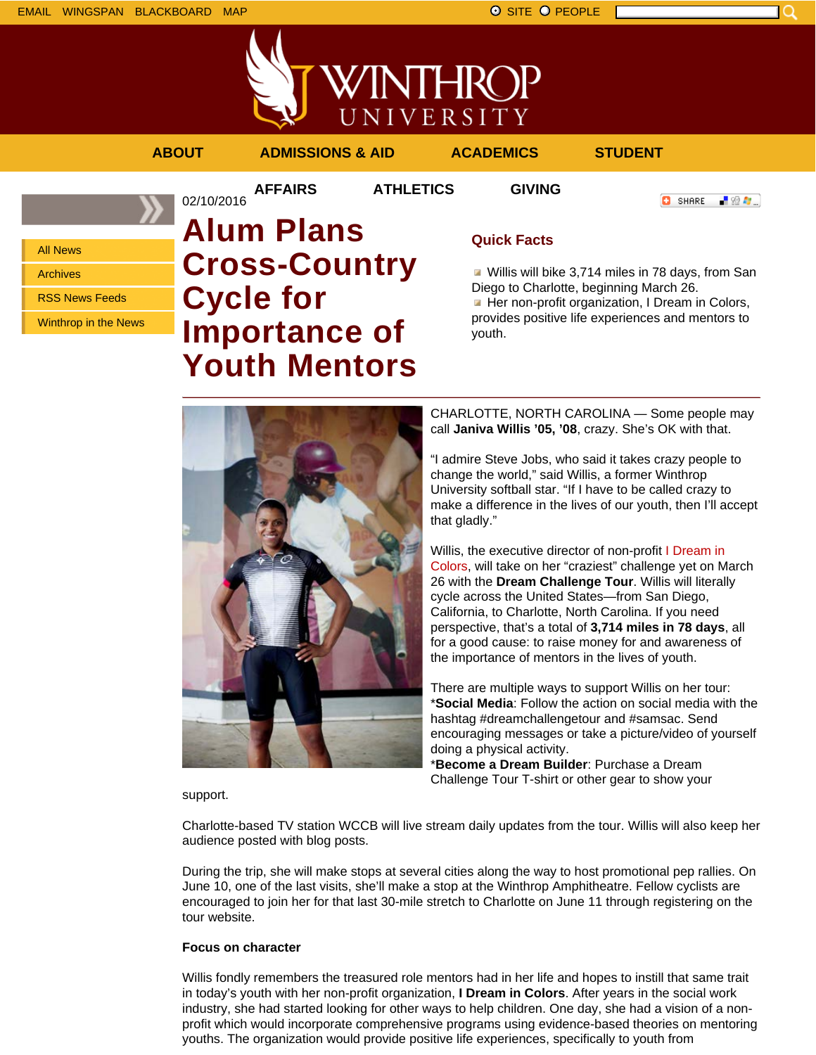EMAIL WINGSPAN BLACKBOARD MAP

SITE PEOPLE

ABOUT | ADMISSIONS & AID | ACADEMICS | STUDENT AFFAIRS | ATHLETICS | GIVING

- All News
- Archives
- RSS News Feeds
- Winthrop in the News

02/10/2016

# Alum Plans Cross-Country Cycle for Importance of Youth Mentors

## Quick Facts

- Willis will bike 3,714 miles in 78 days, from San Diego to Charlotte, beginning March 26.
- Her non-profit organization, I Dream in Colors, provides positive life experiences and mentors to youth.

---

CHARLOTTE, NORTH CAROLINA — Some people may call **Janiva Willis '05, '08**, crazy. She's OK with that.

"I admire Steve Jobs, who said it takes crazy people to change the world," said Willis, a former Winthrop University softball star. "If I have to be called crazy to make a difference in the lives of our youth, then I'll accept that gladly."

Willis, the executive director of non-profit I Dream in Colors, will take on her "craziest" challenge yet on March 26 with the **Dream Challenge Tour**. Willis will literally cycle across the United States—from San Diego, California, to Charlotte, North Carolina. If you need perspective, that's a total of **3,714 miles in 78 days**, all for a good cause: to raise money for and awareness of the importance of mentors in the lives of youth.

There are multiple ways to support Willis on her tour:
***Social Media**: Follow the action on social media with the hashtag #dreamchallengetour and #samsac. Send encouraging messages or take a picture/video of yourself doing a physical activity.
***Become a Dream Builder**: Purchase a Dream Challenge Tour T-shirt or other gear to show your support.

Charlotte-based TV station WCCB will live stream daily updates from the tour. Willis will also keep her audience posted with blog posts.

During the trip, she will make stops at several cities along the way to host promotional pep rallies. On June 10, one of the last visits, she'll make a stop at the Winthrop Amphitheatre. Fellow cyclists are encouraged to join her for that last 30-mile stretch to Charlotte on June 11 through registering on the tour website.

**Focus on character**

Willis fondly remembers the treasured role mentors had in her life and hopes to instill that same trait in today's youth with her non-profit organization, **I Dream in Colors**. After years in the social work industry, she had started looking for other ways to help children. One day, she had a vision of a non-profit which would incorporate comprehensive programs using evidence-based theories on mentoring youths. The organization would provide positive life experiences, specifically to youth from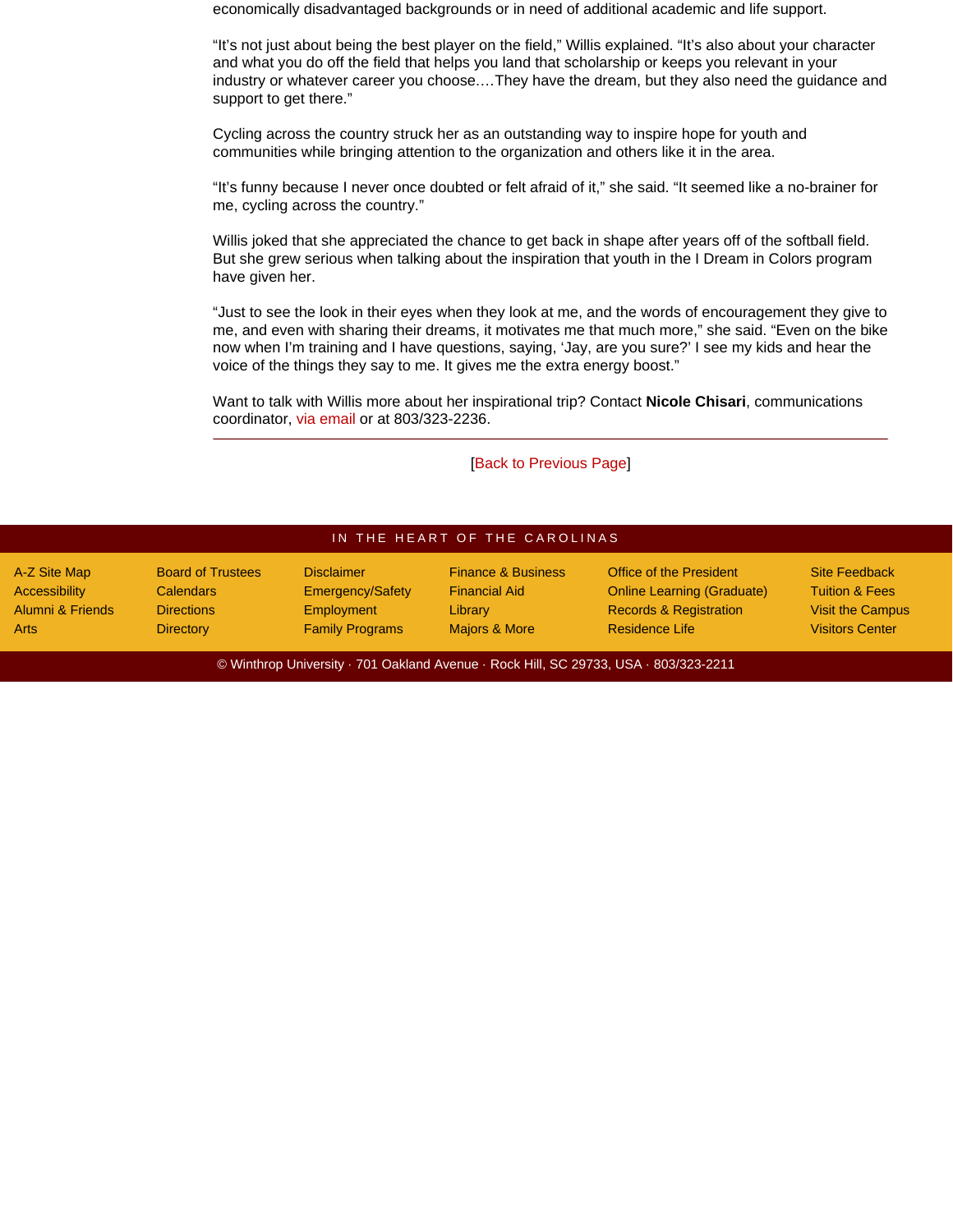economically disadvantaged backgrounds or in need of additional academic and life support.

"It's not just about being the best player on the field," Willis explained. "It's also about your character and what you do off the field that helps you land that scholarship or keeps you relevant in your industry or whatever career you choose.…They have the dream, but they also need the guidance and support to get there."

Cycling across the country struck her as an outstanding way to inspire hope for youth and communities while bringing attention to the organization and others like it in the area.

"It's funny because I never once doubted or felt afraid of it," she said. "It seemed like a no-brainer for me, cycling across the country."

Willis joked that she appreciated the chance to get back in shape after years off of the softball field. But she grew serious when talking about the inspiration that youth in the I Dream in Colors program have given her.

"Just to see the look in their eyes when they look at me, and the words of encouragement they give to me, and even with sharing their dreams, it motivates me that much more," she said. "Even on the bike now when I'm training and I have questions, saying, 'Jay, are you sure?' I see my kids and hear the voice of the things they say to me. It gives me the extra energy boost."

Want to talk with Willis more about her inspirational trip? Contact **Nicole Chisari**, communications coordinator, via email or at 803/323-2236.

---

[Back to Previous Page]

IN THE HEART OF THE CAROLINAS

| | | | | | |
|---|---|---|---|---|---|
| A-Z Site Map | Board of Trustees | Disclaimer | Finance & Business | Office of the President | Site Feedback |
| Accessibility | Calendars | Emergency/Safety | Financial Aid | Online Learning (Graduate) | Tuition & Fees |
| Alumni & Friends | Directions | Employment | Library | Records & Registration | Visit the Campus |
| Arts | Directory | Family Programs | Majors & More | Residence Life | Visitors Center |

© Winthrop University · 701 Oakland Avenue · Rock Hill, SC 29733, USA · 803/323-2211